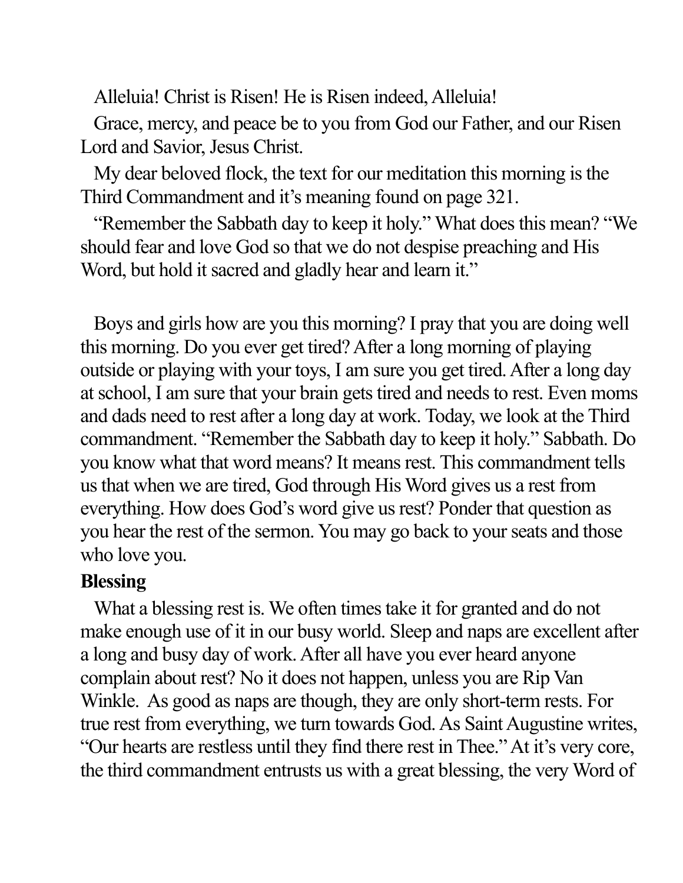Alleluia! Christ is Risen! He is Risen indeed, Alleluia!

Grace, mercy, and peace be to you from God our Father, and our Risen Lord and Savior, Jesus Christ.

My dear beloved flock, the text for our meditation this morning is the Third Commandment and it's meaning found on page 321.

"Remember the Sabbath day to keep it holy." What does this mean? "We should fear and love God so that we do not despise preaching and His Word, but hold it sacred and gladly hear and learn it."

Boys and girls how are you this morning? I pray that you are doing well this morning. Do you ever get tired? After a long morning of playing outside or playing with your toys, I am sure you get tired. After a long day at school, I am sure that your brain gets tired and needs to rest. Even moms and dads need to rest after a long day at work. Today, we look at the Third commandment. "Remember the Sabbath day to keep it holy." Sabbath. Do you know what that word means? It means rest. This commandment tells us that when we are tired, God through His Word gives us a rest from everything. How does God's word give us rest? Ponder that question as you hear the rest of the sermon. You may go back to your seats and those who love you.

**Blessing**

What a blessing rest is. We often times take it for granted and do not make enough use of it in our busy world. Sleep and naps are excellent after a long and busy day of work. After all have you ever heard anyone complain about rest? No it does not happen, unless you are Rip Van Winkle. As good as naps are though, they are only short-term rests. For true rest from everything, we turn towards God. As Saint Augustine writes, "Our hearts are restless until they find there rest in Thee." At it's very core, the third commandment entrusts us with a great blessing, the very Word of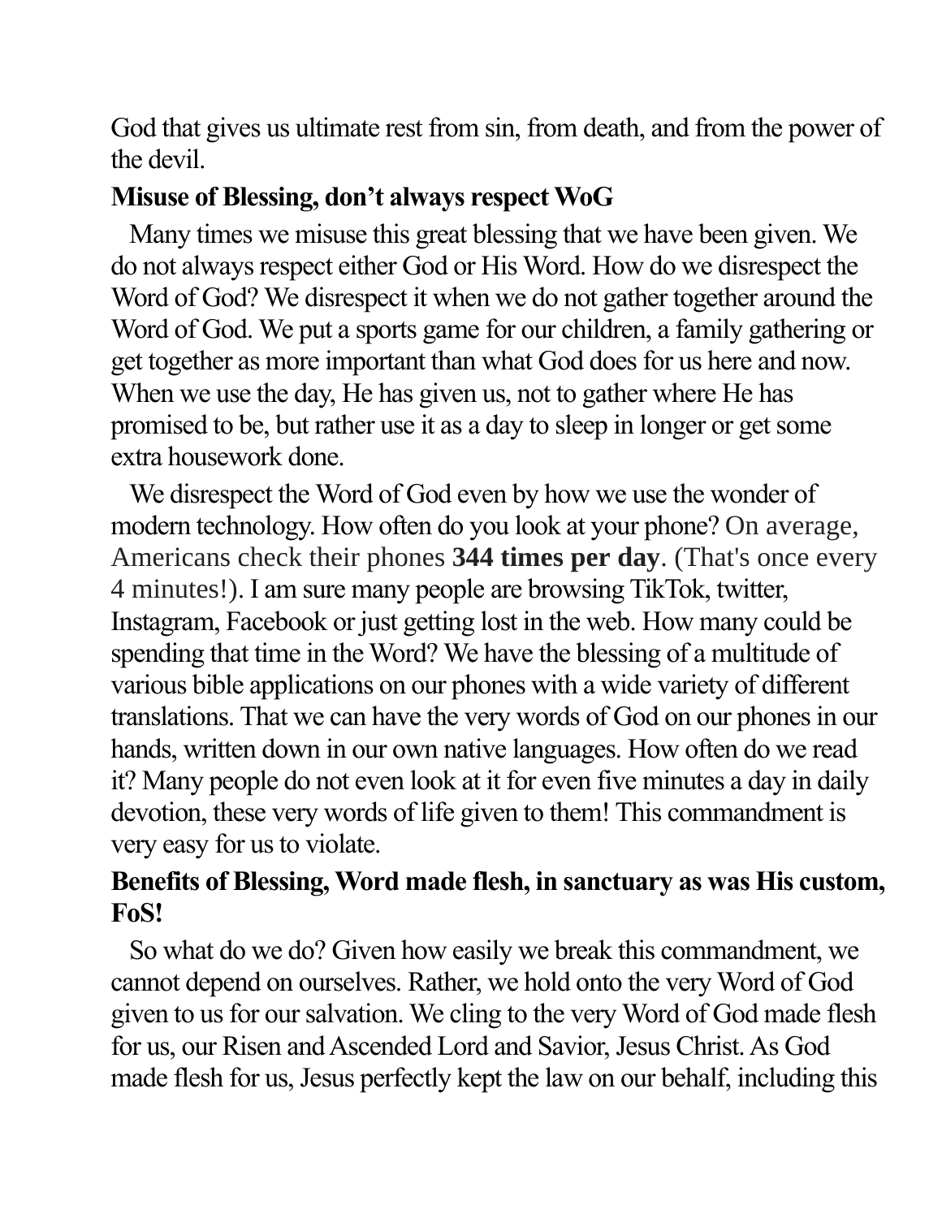God that gives us ultimate rest from sin, from death, and from the power of the devil.

**Misuse of Blessing, don't always respect WoG**

Many times we misuse this great blessing that we have been given. We do not always respect either God or His Word. How do we disrespect the Word of God? We disrespect it when we do not gather together around the Word of God. We put a sports game for our children, a family gathering or get together as more important than what God does for us here and now. When we use the day, He has given us, not to gather where He has promised to be, but rather use it as a day to sleep in longer or get some extra housework done.

We disrespect the Word of God even by how we use the wonder of modern technology. How often do you look at your phone? On average, Americans check their phones **344 times per day**. (That's once every 4 minutes!). I am sure many people are browsing TikTok, twitter, Instagram, Facebook or just getting lost in the web. How many could be spending that time in the Word? We have the blessing of a multitude of various bible applications on our phones with a wide variety of different translations. That we can have the very words of God on our phones in our hands, written down in our own native languages. How often do we read it? Many people do not even look at it for even five minutes a day in daily devotion, these very words of life given to them! This commandment is very easy for us to violate.

**Benefits of Blessing, Word made flesh, in sanctuary as was His custom, FoS!**

So what do we do? Given how easily we break this commandment, we cannot depend on ourselves. Rather, we hold onto the very Word of God given to us for our salvation. We cling to the very Word of God made flesh for us, our Risen and Ascended Lord and Savior, Jesus Christ. As God made flesh for us, Jesus perfectly kept the law on our behalf, including this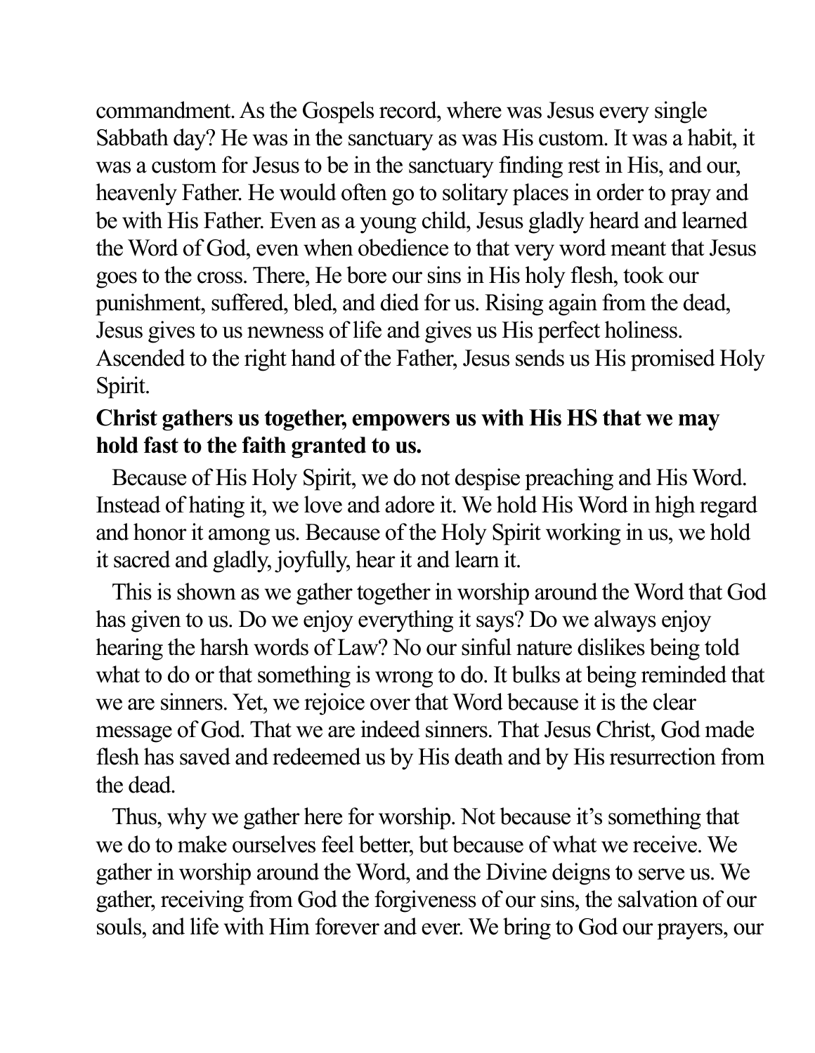commandment. As the Gospels record, where was Jesus every single Sabbath day? He was in the sanctuary as was His custom. It was a habit, it was a custom for Jesus to be in the sanctuary finding rest in His, and our, heavenly Father. He would often go to solitary places in order to pray and be with His Father. Even as a young child, Jesus gladly heard and learned the Word of God, even when obedience to that very word meant that Jesus goes to the cross. There, He bore our sins in His holy flesh, took our punishment, suffered, bled, and died for us. Rising again from the dead, Jesus gives to us newness of life and gives us His perfect holiness. Ascended to the right hand of the Father, Jesus sends us His promised Holy Spirit.

**Christ gathers us together, empowers us with His HS that we may hold fast to the faith granted to us.**

Because of His Holy Spirit, we do not despise preaching and His Word. Instead of hating it, we love and adore it. We hold His Word in high regard and honor it among us. Because of the Holy Spirit working in us, we hold it sacred and gladly, joyfully, hear it and learn it.

This is shown as we gather together in worship around the Word that God has given to us. Do we enjoy everything it says? Do we always enjoy hearing the harsh words of Law? No our sinful nature dislikes being told what to do or that something is wrong to do. It bulks at being reminded that we are sinners. Yet, we rejoice over that Word because it is the clear message of God. That we are indeed sinners. That Jesus Christ, God made flesh has saved and redeemed us by His death and by His resurrection from the dead.

Thus, why we gather here for worship. Not because it's something that we do to make ourselves feel better, but because of what we receive. We gather in worship around the Word, and the Divine deigns to serve us. We gather, receiving from God the forgiveness of our sins, the salvation of our souls, and life with Him forever and ever. We bring to God our prayers, our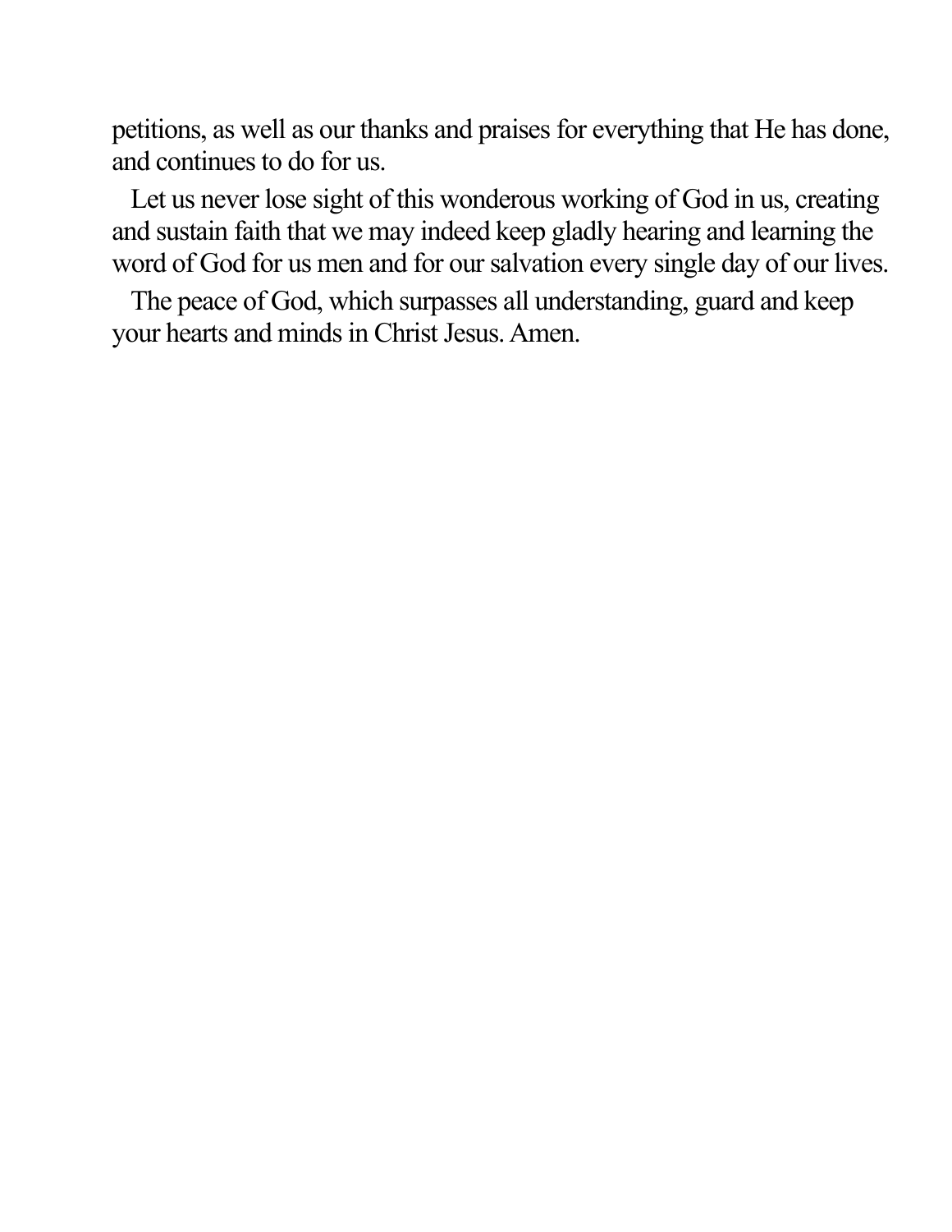petitions, as well as our thanks and praises for everything that He has done, and continues to do for us.

Let us never lose sight of this wonderous working of God in us, creating and sustain faith that we may indeed keep gladly hearing and learning the word of God for us men and for our salvation every single day of our lives.

The peace of God, which surpasses all understanding, guard and keep your hearts and minds in Christ Jesus. Amen.